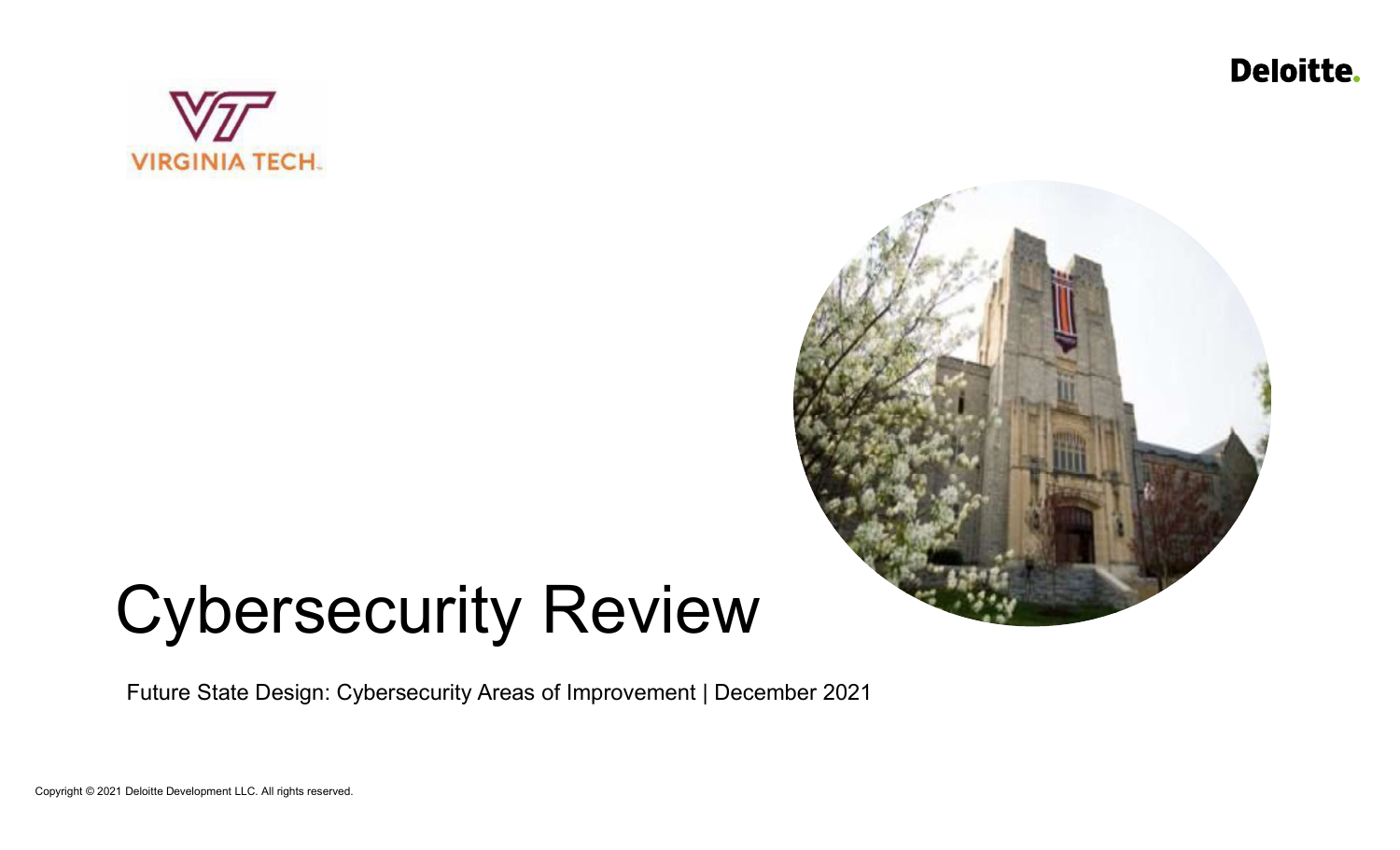Deloitte.

VIRGINIA TECH.

# Cybersecurity Review

Future State Design: Cybersecurity Areas of Improvement | December 2021

Copyright © 2021 Deloitte Development LLC. All rights reserved.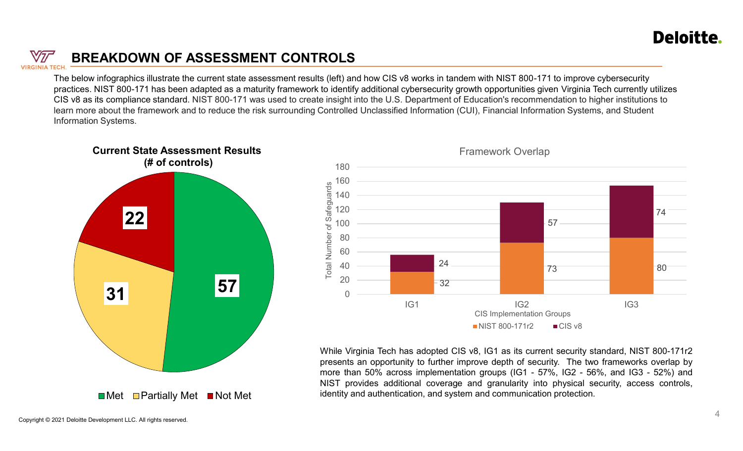## BREAKDOWN OF ASSESSMENT CONTROLS

The below infographics illustrate the current state assessment results (left) and how CIS v8 works in tandem with NIST 800-171 to improve cybersecurity practices. NIST 800-171 has been adapted as a maturity framework to identify additional cybersecurity growth opportunities given Virginia Tech currently utilizes CIS v8 as its compliance standard. NIST 800-171 was used to create insight into the U.S. Department of Education's recommendation to higher institutions to learn more about the framework and to reduce the risk surrounding Controlled Unclassified Information (CUI), Financial Information Systems, and Student Information Systems.

**Current State Assessment Results (# of controls)**

| Status | # of controls |
|---|---|
| Met | 57 |
| Partially Met | 31 |
| Not Met | 22 |

**Framework Overlap**

| CIS Implementation Groups | NIST 800-171r2 | CIS v8 |
|---|---|---|
| IG1 | 32 | 24 |
| IG2 | 73 | 57 |
| IG3 | 80 | 74 |

While Virginia Tech has adopted CIS v8, IG1 as its current security standard, NIST 800-171r2 presents an opportunity to further improve depth of security. The two frameworks overlap by more than 50% across implementation groups (IG1 - 57%, IG2 - 56%, and IG3 - 52%) and NIST provides additional coverage and granularity into physical security, access controls, identity and authentication, and system and communication protection.

Copyright © 2021 Deloitte Development LLC. All rights reserved.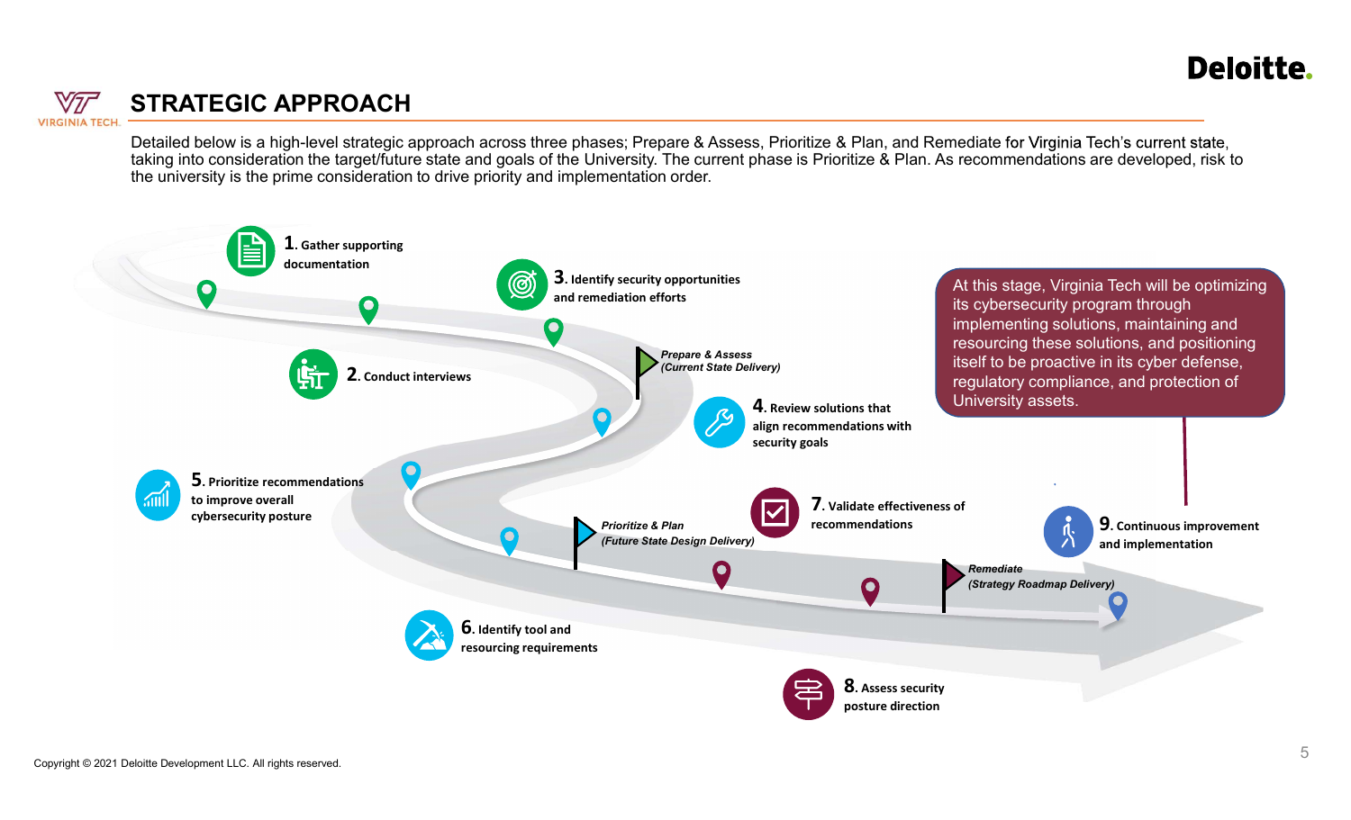## STRATEGIC APPROACH

Detailed below is a high-level strategic approach across three phases; Prepare & Assess, Prioritize & Plan, and Remediate for Virginia Tech's current state, taking into consideration the target/future state and goals of the University. The current phase is Prioritize & Plan. As recommendations are developed, risk to the university is the prime consideration to drive priority and implementation order.

1. Gather supporting documentation
2. Conduct interviews
3. Identify security opportunities and remediation efforts

*Prepare & Assess (Current State Delivery)*

4. Review solutions that align recommendations with security goals
5. Prioritize recommendations to improve overall cybersecurity posture
6. Identify tool and resourcing requirements

*Prioritize & Plan (Future State Design Delivery)*

7. Validate effectiveness of recommendations
8. Assess security posture direction

*Remediate (Strategy Roadmap Delivery)*

9. Continuous improvement and implementation

At this stage, Virginia Tech will be optimizing its cybersecurity program through implementing solutions, maintaining and resourcing these solutions, and positioning itself to be proactive in its cyber defense, regulatory compliance, and protection of University assets.

Copyright © 2021 Deloitte Development LLC. All rights reserved.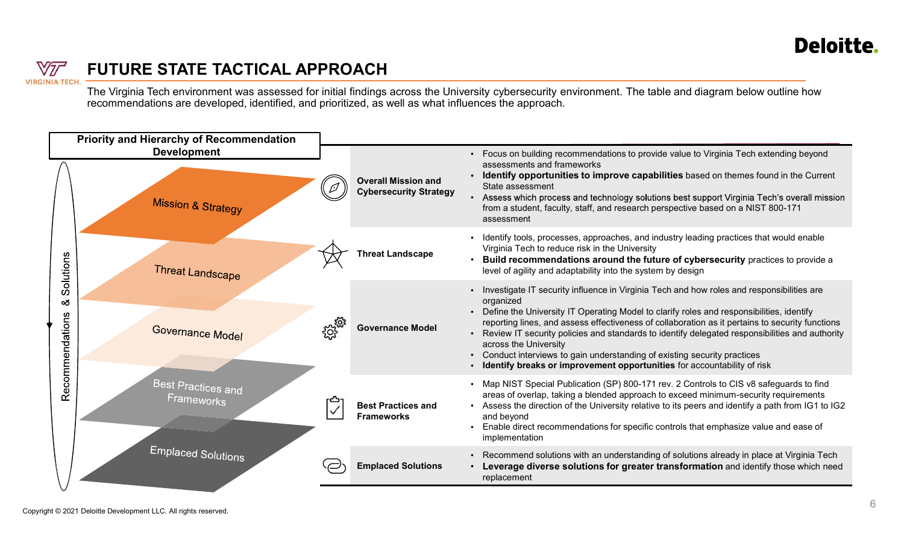# FUTURE STATE TACTICAL APPROACH

The Virginia Tech environment was assessed for initial findings across the University cybersecurity environment. The table and diagram below outline how recommendations are developed, identified, and prioritized, as well as what influences the approach.

**Priority and Hierarchy of Recommendation Development**

Recommendations & Solutions (top to bottom):

1. Mission & Strategy
2. Threat Landscape
3. Governance Model
4. Best Practices and Frameworks
5. Emplaced Solutions

| Area | Approach |
| --- | --- |
| **Overall Mission and Cybersecurity Strategy** | • Focus on building recommendations to provide value to Virginia Tech extending beyond assessments and frameworks<br>• **Identify opportunities to improve capabilities** based on themes found in the Current State assessment<br>• Assess which process and technology solutions best support Virginia Tech's overall mission from a student, faculty, staff, and research perspective based on a NIST 800-171 assessment |
| **Threat Landscape** | • Identify tools, processes, approaches, and industry leading practices that would enable Virginia Tech to reduce risk in the University<br>• **Build recommendations around the future of cybersecurity** practices to provide a level of agility and adaptability into the system by design |
| **Governance Model** | • Investigate IT security influence in Virginia Tech and how roles and responsibilities are organized<br>• Define the University IT Operating Model to clarify roles and responsibilities, identify reporting lines, and assess effectiveness of collaboration as it pertains to security functions<br>• Review IT security policies and standards to identify delegated responsibilities and authority across the University<br>• Conduct interviews to gain understanding of existing security practices<br>• **Identify breaks or improvement opportunities** for accountability of risk |
| **Best Practices and Frameworks** | • Map NIST Special Publication (SP) 800-171 rev. 2 Controls to CIS v8 safeguards to find areas of overlap, taking a blended approach to exceed minimum-security requirements<br>• Assess the direction of the University relative to its peers and identify a path from IG1 to IG2 and beyond<br>• Enable direct recommendations for specific controls that emphasize value and ease of implementation |
| **Emplaced Solutions** | • Recommend solutions with an understanding of solutions already in place at Virginia Tech<br>• **Leverage diverse solutions for greater transformation** and identify those which need replacement |

Copyright © 2021 Deloitte Development LLC. All rights reserved.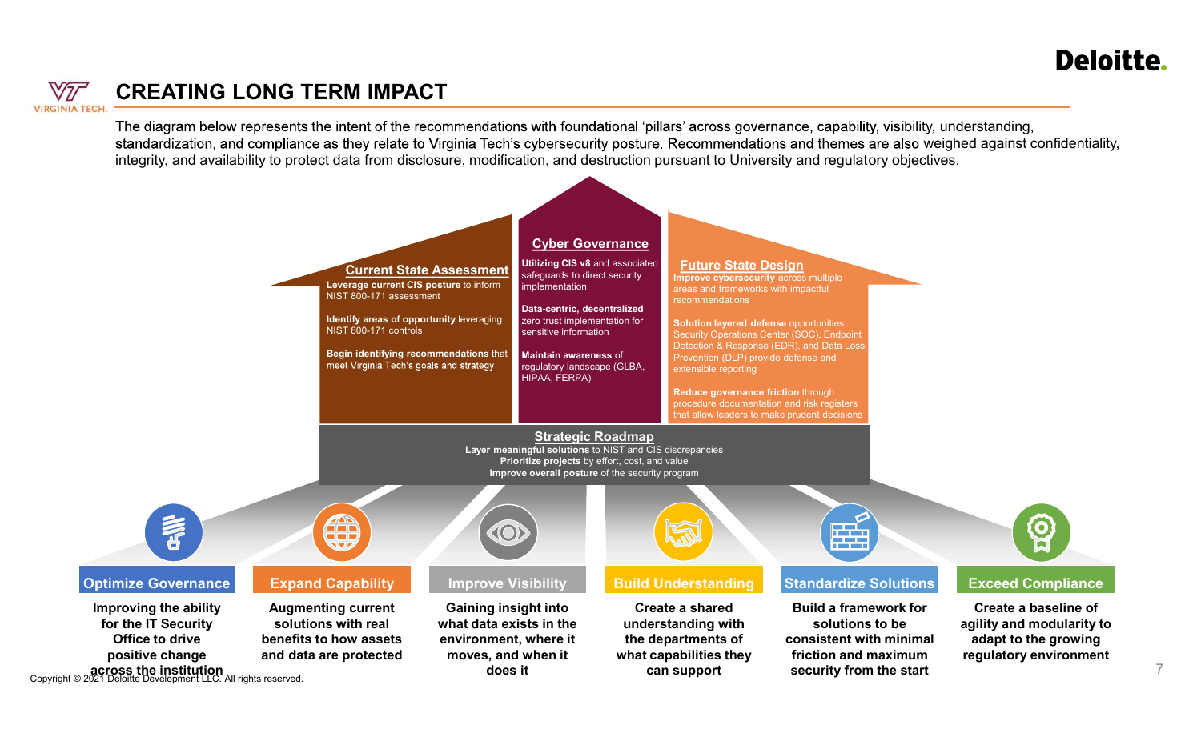# CREATING LONG TERM IMPACT

The diagram below represents the intent of the recommendations with foundational 'pillars' across governance, capability, visibility, understanding, standardization, and compliance as they relate to Virginia Tech's cybersecurity posture. Recommendations and themes are also weighed against confidentiality, integrity, and availability to protect data from disclosure, modification, and destruction pursuant to University and regulatory objectives.

## Current State Assessment

**Leverage current CIS posture** to inform NIST 800-171 assessment

**Identify areas of opportunity** leveraging NIST 800-171 controls

**Begin identifying recommendations** that meet Virginia Tech's goals and strategy

## Cyber Governance

**Utilizing CIS v8** and associated safeguards to direct security implementation

**Data-centric, decentralized** zero trust implementation for sensitive information

**Maintain awareness** of regulatory landscape (GLBA, HIPAA, FERPA)

## Future State Design

**Improve cybersecurity** across multiple areas and frameworks with impactful recommendations

**Solution layered defense** opportunities: Security Operations Center (SOC), Endpoint Detection & Response (EDR), and Data Loss Prevention (DLP) provide defense and extensible reporting

**Reduce governance friction** through procedure documentation and risk registers that allow leaders to make prudent decisions

## Strategic Roadmap

**Layer meaningful solutions** to NIST and CIS discrepancies
**Prioritize projects** by effort, cost, and value
**Improve overall posture** of the security program

### Optimize Governance

Improving the ability for the IT Security Office to drive positive change across the institution

### Expand Capability

Augmenting current solutions with real benefits to how assets and data are protected

### Improve Visibility

Gaining insight into what data exists in the environment, where it moves, and when it does it

### Build Understanding

Create a shared understanding with the departments of what capabilities they can support

### Standardize Solutions

Build a framework for solutions to be consistent with minimal friction and maximum security from the start

### Exceed Compliance

Create a baseline of agility and modularity to adapt to the growing regulatory environment

Copyright © 2021 Deloitte Development LLC. All rights reserved.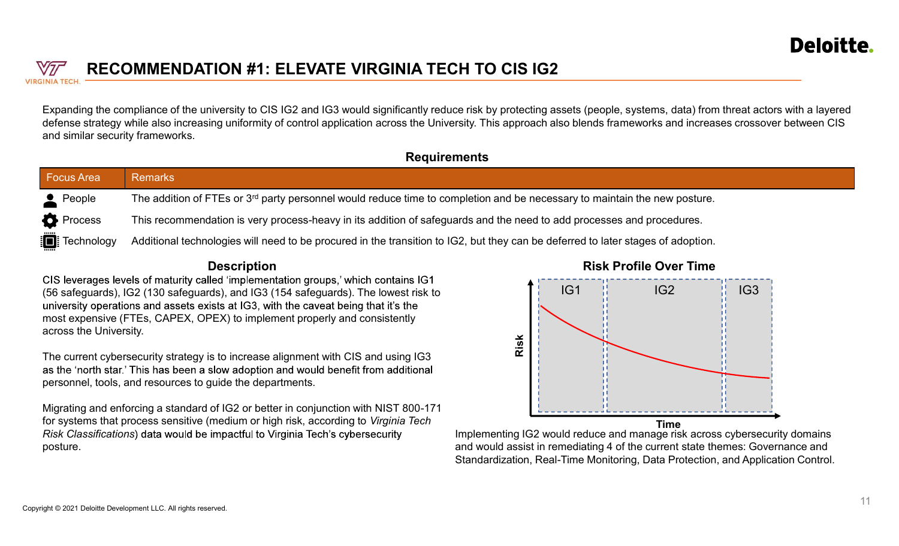# RECOMMENDATION #1: ELEVATE VIRGINIA TECH TO CIS IG2

Expanding the compliance of the university to CIS IG2 and IG3 would significantly reduce risk by protecting assets (people, systems, data) from threat actors with a layered defense strategy while also increasing uniformity of control application across the University. This approach also blends frameworks and increases crossover between CIS and similar security frameworks.

## Requirements

| Focus Area | Remarks |
|---|---|
| People | The addition of FTEs or 3rd party personnel would reduce time to completion and be necessary to maintain the new posture. |
| Process | This recommendation is very process-heavy in its addition of safeguards and the need to add processes and procedures. |
| Technology | Additional technologies will need to be procured in the transition to IG2, but they can be deferred to later stages of adoption. |

## Description

CIS leverages levels of maturity called 'implementation groups,' which contains IG1 (56 safeguards), IG2 (130 safeguards), and IG3 (154 safeguards). The lowest risk to university operations and assets exists at IG3, with the caveat being that it's the most expensive (FTEs, CAPEX, OPEX) to implement properly and consistently across the University.

The current cybersecurity strategy is to increase alignment with CIS and using IG3 as the 'north star.' This has been a slow adoption and would benefit from additional personnel, tools, and resources to guide the departments.

Migrating and enforcing a standard of IG2 or better in conjunction with NIST 800-171 for systems that process sensitive (medium or high risk, according to *Virginia Tech Risk Classifications*) data would be impactful to Virginia Tech's cybersecurity posture.

## Risk Profile Over Time

IG1 | IG2 | IG3

Risk

Time

Implementing IG2 would reduce and manage risk across cybersecurity domains and would assist in remediating 4 of the current state themes: Governance and Standardization, Real-Time Monitoring, Data Protection, and Application Control.

Copyright © 2021 Deloitte Development LLC. All rights reserved.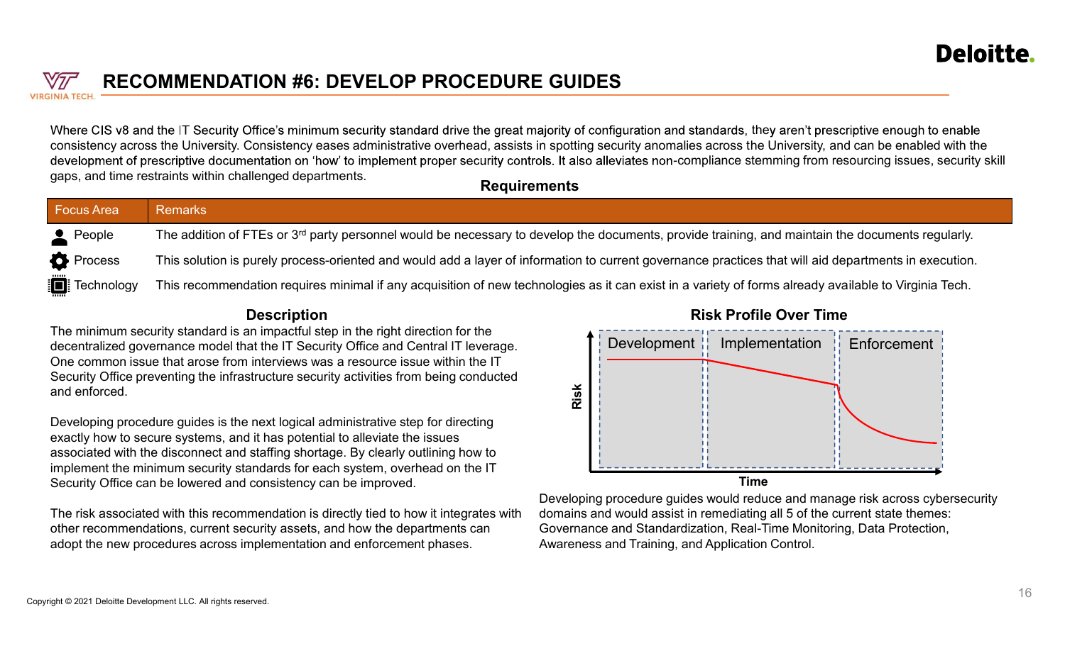# RECOMMENDATION #6: DEVELOP PROCEDURE GUIDES

Where CIS v8 and the IT Security Office's minimum security standard drive the great majority of configuration and standards, they aren't prescriptive enough to enable consistency across the University. Consistency eases administrative overhead, assists in spotting security anomalies across the University, and can be enabled with the development of prescriptive documentation on 'how' to implement proper security controls. It also alleviates non-compliance stemming from resourcing issues, security skill gaps, and time restraints within challenged departments.

**Requirements**

| Focus Area | Remarks |
|---|---|
| People | The addition of FTEs or 3rd party personnel would be necessary to develop the documents, provide training, and maintain the documents regularly. |
| Process | This solution is purely process-oriented and would add a layer of information to current governance practices that will aid departments in execution. |
| Technology | This recommendation requires minimal if any acquisition of new technologies as it can exist in a variety of forms already available to Virginia Tech. |

## Description

The minimum security standard is an impactful step in the right direction for the decentralized governance model that the IT Security Office and Central IT leverage. One common issue that arose from interviews was a resource issue within the IT Security Office preventing the infrastructure security activities from being conducted and enforced.

Developing procedure guides is the next logical administrative step for directing exactly how to secure systems, and it has potential to alleviate the issues associated with the disconnect and staffing shortage. By clearly outlining how to implement the minimum security standards for each system, overhead on the IT Security Office can be lowered and consistency can be improved.

The risk associated with this recommendation is directly tied to how it integrates with other recommendations, current security assets, and how the departments can adopt the new procedures across implementation and enforcement phases.

## Risk Profile Over Time

Development | Implementation | Enforcement

Risk / Time

Developing procedure guides would reduce and manage risk across cybersecurity domains and would assist in remediating all 5 of the current state themes: Governance and Standardization, Real-Time Monitoring, Data Protection, Awareness and Training, and Application Control.

Copyright © 2021 Deloitte Development LLC. All rights reserved.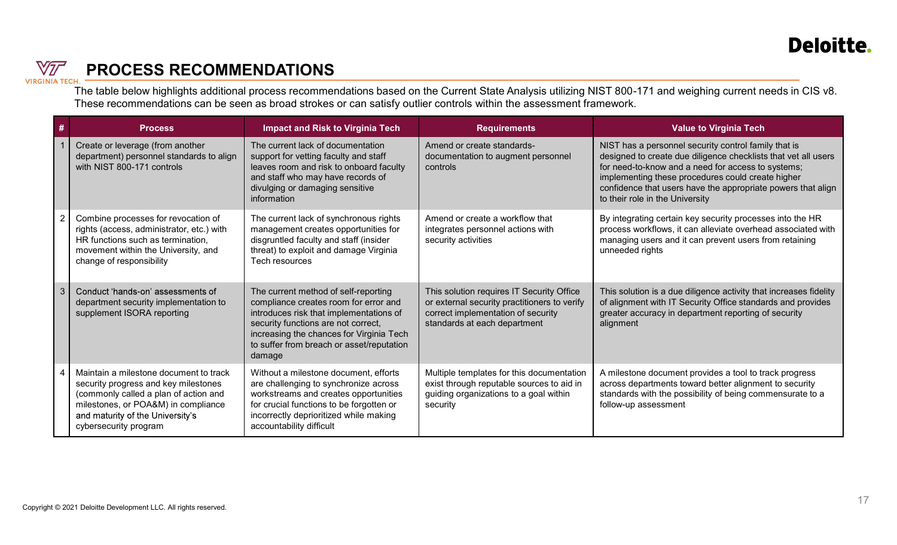# PROCESS RECOMMENDATIONS

The table below highlights additional process recommendations based on the Current State Analysis utilizing NIST 800-171 and weighing current needs in CIS v8. These recommendations can be seen as broad strokes or can satisfy outlier controls within the assessment framework.

| # | Process | Impact and Risk to Virginia Tech | Requirements | Value to Virginia Tech |
|---|---|---|---|---|
| 1 | Create or leverage (from another department) personnel standards to align with NIST 800-171 controls | The current lack of documentation support for vetting faculty and staff leaves room and risk to onboard faculty and staff who may have records of divulging or damaging sensitive information | Amend or create standards-documentation to augment personnel controls | NIST has a personnel security control family that is designed to create due diligence checklists that vet all users for need-to-know and a need for access to systems; implementing these procedures could create higher confidence that users have the appropriate powers that align to their role in the University |
| 2 | Combine processes for revocation of rights (access, administrator, etc.) with HR functions such as termination, movement within the University, and change of responsibility | The current lack of synchronous rights management creates opportunities for disgruntled faculty and staff (insider threat) to exploit and damage Virginia Tech resources | Amend or create a workflow that integrates personnel actions with security activities | By integrating certain key security processes into the HR process workflows, it can alleviate overhead associated with managing users and it can prevent users from retaining unneeded rights |
| 3 | Conduct 'hands-on' assessments of department security implementation to supplement ISORA reporting | The current method of self-reporting compliance creates room for error and introduces risk that implementations of security functions are not correct, increasing the chances for Virginia Tech to suffer from breach or asset/reputation damage | This solution requires IT Security Office or external security practitioners to verify correct implementation of security standards at each department | This solution is a due diligence activity that increases fidelity of alignment with IT Security Office standards and provides greater accuracy in department reporting of security alignment |
| 4 | Maintain a milestone document to track security progress and key milestones (commonly called a plan of action and milestones, or POA&M) in compliance and maturity of the University's cybersecurity program | Without a milestone document, efforts are challenging to synchronize across workstreams and creates opportunities for crucial functions to be forgotten or incorrectly deprioritized while making accountability difficult | Multiple templates for this documentation exist through reputable sources to aid in guiding organizations to a goal within security | A milestone document provides a tool to track progress across departments toward better alignment to security standards with the possibility of being commensurate to a follow-up assessment |

Copyright © 2021 Deloitte Development LLC. All rights reserved.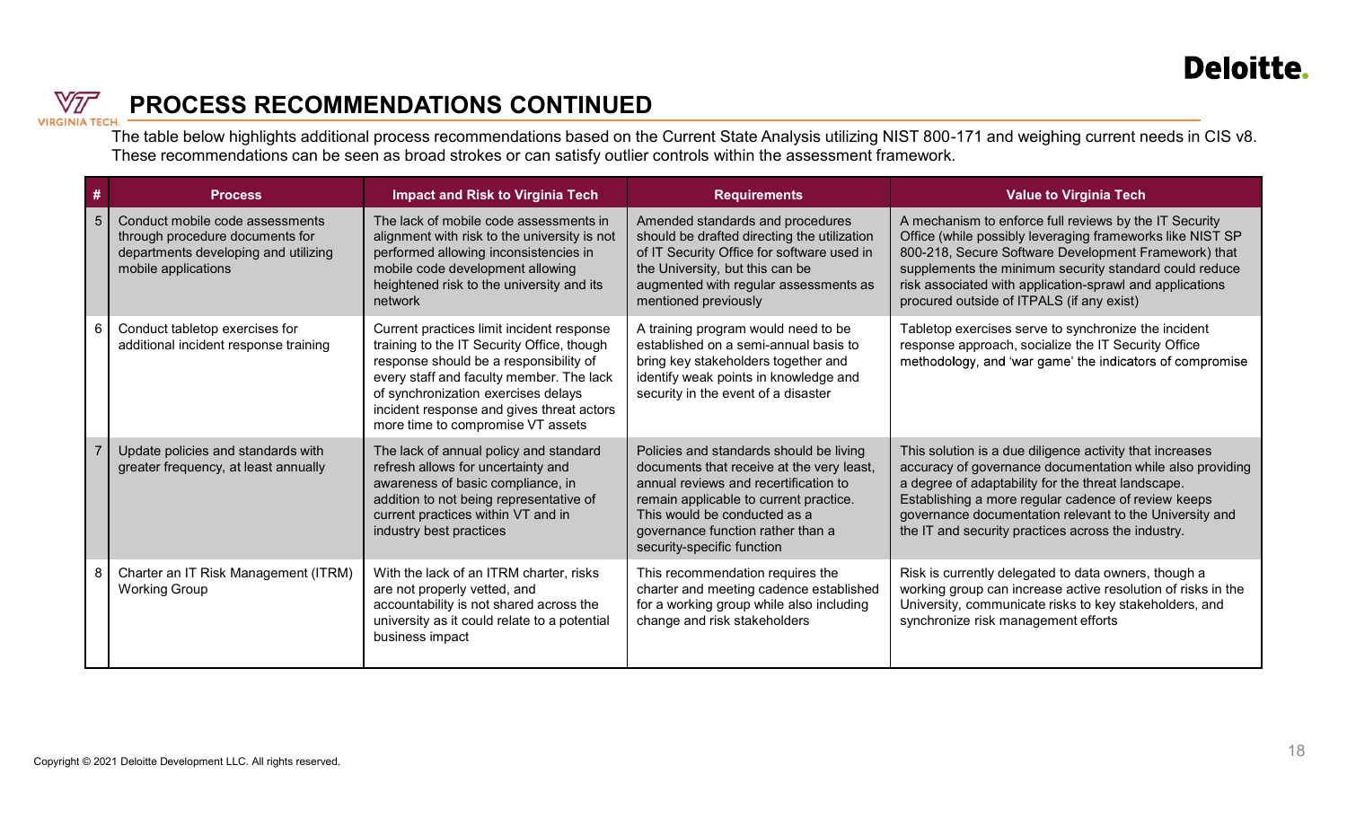## PROCESS RECOMMENDATIONS CONTINUED

The table below highlights additional process recommendations based on the Current State Analysis utilizing NIST 800-171 and weighing current needs in CIS v8. These recommendations can be seen as broad strokes or can satisfy outlier controls within the assessment framework.

| # | Process | Impact and Risk to Virginia Tech | Requirements | Value to Virginia Tech |
|---|---|---|---|---|
| 5 | Conduct mobile code assessments through procedure documents for departments developing and utilizing mobile applications | The lack of mobile code assessments in alignment with risk to the university is not performed allowing inconsistencies in mobile code development allowing heightened risk to the university and its network | Amended standards and procedures should be drafted directing the utilization of IT Security Office for software used in the University, but this can be augmented with regular assessments as mentioned previously | A mechanism to enforce full reviews by the IT Security Office (while possibly leveraging frameworks like NIST SP 800-218, Secure Software Development Framework) that supplements the minimum security standard could reduce risk associated with application-sprawl and applications procured outside of ITPALS (if any exist) |
| 6 | Conduct tabletop exercises for additional incident response training | Current practices limit incident response training to the IT Security Office, though response should be a responsibility of every staff and faculty member. The lack of synchronization exercises delays incident response and gives threat actors more time to compromise VT assets | A training program would need to be established on a semi-annual basis to bring key stakeholders together and identify weak points in knowledge and security in the event of a disaster | Tabletop exercises serve to synchronize the incident response approach, socialize the IT Security Office methodology, and 'war game' the indicators of compromise |
| 7 | Update policies and standards with greater frequency, at least annually | The lack of annual policy and standard refresh allows for uncertainty and awareness of basic compliance, in addition to not being representative of current practices within VT and in industry best practices | Policies and standards should be living documents that receive at the very least, annual reviews and recertification to remain applicable to current practice. This would be conducted as a governance function rather than a security-specific function | This solution is a due diligence activity that increases accuracy of governance documentation while also providing a degree of adaptability for the threat landscape. Establishing a more regular cadence of review keeps governance documentation relevant to the University and the IT and security practices across the industry. |
| 8 | Charter an IT Risk Management (ITRM) Working Group | With the lack of an ITRM charter, risks are not properly vetted, and accountability is not shared across the university as it could relate to a potential business impact | This recommendation requires the charter and meeting cadence established for a working group while also including change and risk stakeholders | Risk is currently delegated to data owners, though a working group can increase active resolution of risks in the University, communicate risks to key stakeholders, and synchronize risk management efforts |

Copyright © 2021 Deloitte Development LLC. All rights reserved.